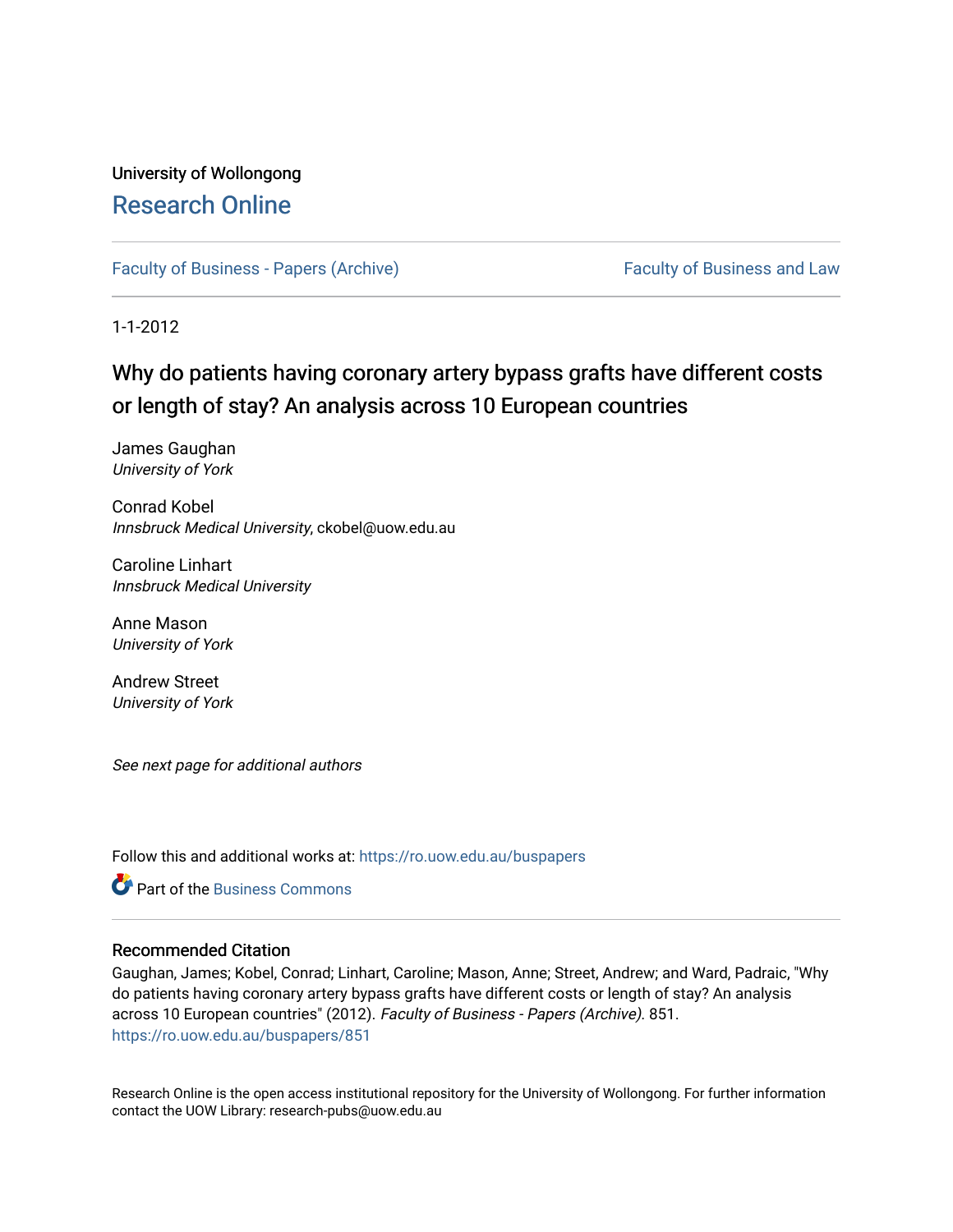University of Wollongong

# Research Online

Faculty of Business - Papers (Archive) | Faculty of Business and Law

1-1-2012

## Why do patients having coronary artery bypass grafts have different costs or length of stay? An analysis across 10 European countries

James Gaughan
*University of York*

Conrad Kobel
*Innsbruck Medical University*, ckobel@uow.edu.au

Caroline Linhart
*Innsbruck Medical University*

Anne Mason
*University of York*

Andrew Street
*University of York*

*See next page for additional authors*

Follow this and additional works at: https://ro.uow.edu.au/buspapers

Part of the Business Commons

### Recommended Citation

Gaughan, James; Kobel, Conrad; Linhart, Caroline; Mason, Anne; Street, Andrew; and Ward, Padraic, "Why do patients having coronary artery bypass grafts have different costs or length of stay? An analysis across 10 European countries" (2012). *Faculty of Business - Papers (Archive)*. 851.
https://ro.uow.edu.au/buspapers/851

Research Online is the open access institutional repository for the University of Wollongong. For further information contact the UOW Library: research-pubs@uow.edu.au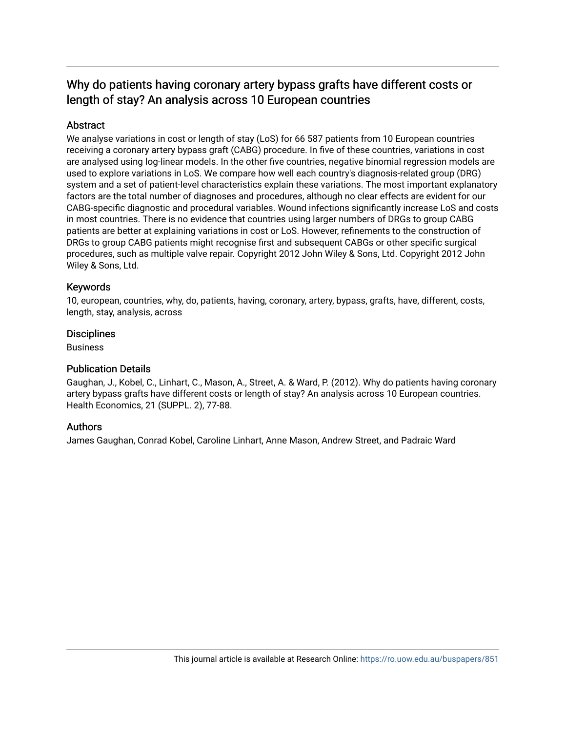# Why do patients having coronary artery bypass grafts have different costs or length of stay? An analysis across 10 European countries

## Abstract

We analyse variations in cost or length of stay (LoS) for 66 587 patients from 10 European countries receiving a coronary artery bypass graft (CABG) procedure. In five of these countries, variations in cost are analysed using log-linear models. In the other five countries, negative binomial regression models are used to explore variations in LoS. We compare how well each country's diagnosis-related group (DRG) system and a set of patient-level characteristics explain these variations. The most important explanatory factors are the total number of diagnoses and procedures, although no clear effects are evident for our CABG-specific diagnostic and procedural variables. Wound infections significantly increase LoS and costs in most countries. There is no evidence that countries using larger numbers of DRGs to group CABG patients are better at explaining variations in cost or LoS. However, refinements to the construction of DRGs to group CABG patients might recognise first and subsequent CABGs or other specific surgical procedures, such as multiple valve repair. Copyright 2012 John Wiley & Sons, Ltd. Copyright 2012 John Wiley & Sons, Ltd.

## Keywords

10, european, countries, why, do, patients, having, coronary, artery, bypass, grafts, have, different, costs, length, stay, analysis, across

## Disciplines

Business

## Publication Details

Gaughan, J., Kobel, C., Linhart, C., Mason, A., Street, A. & Ward, P. (2012). Why do patients having coronary artery bypass grafts have different costs or length of stay? An analysis across 10 European countries. Health Economics, 21 (SUPPL. 2), 77-88.

## Authors

James Gaughan, Conrad Kobel, Caroline Linhart, Anne Mason, Andrew Street, and Padraic Ward

This journal article is available at Research Online: https://ro.uow.edu.au/buspapers/851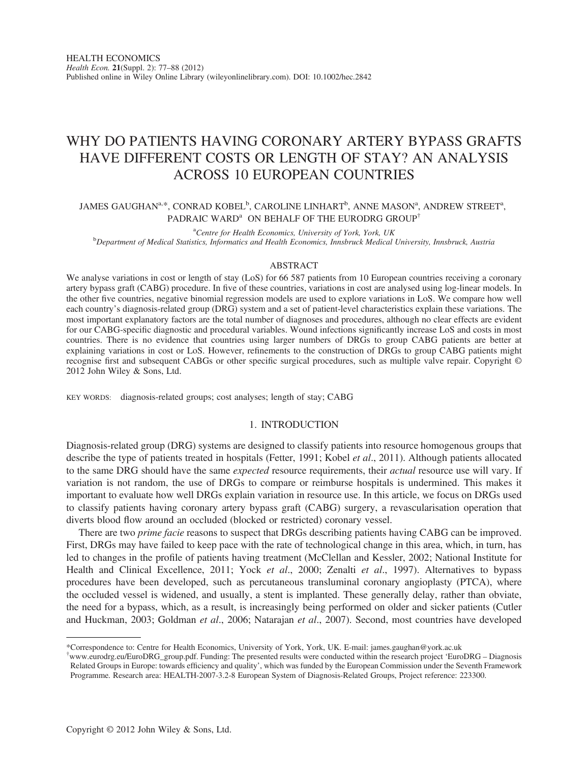# WHY DO PATIENTS HAVING CORONARY ARTERY BYPASS GRAFTS HAVE DIFFERENT COSTS OR LENGTH OF STAY? AN ANALYSIS ACROSS 10 EUROPEAN COUNTRIES

JAMES GAUGHAN[a,*], CONRAD KOBEL[b], CAROLINE LINHART[b], ANNE MASON[a], ANDREW STREET[a], PADRAIC WARD[a] ON BEHALF OF THE EURODRG GROUP[†]

[a]*Centre for Health Economics, University of York, York, UK*
[b]*Department of Medical Statistics, Informatics and Health Economics, Innsbruck Medical University, Innsbruck, Austria*

## ABSTRACT

We analyse variations in cost or length of stay (LoS) for 66 587 patients from 10 European countries receiving a coronary artery bypass graft (CABG) procedure. In five of these countries, variations in cost are analysed using log-linear models. In the other five countries, negative binomial regression models are used to explore variations in LoS. We compare how well each country's diagnosis-related group (DRG) system and a set of patient-level characteristics explain these variations. The most important explanatory factors are the total number of diagnoses and procedures, although no clear effects are evident for our CABG-specific diagnostic and procedural variables. Wound infections significantly increase LoS and costs in most countries. There is no evidence that countries using larger numbers of DRGs to group CABG patients are better at explaining variations in cost or LoS. However, refinements to the construction of DRGs to group CABG patients might recognise first and subsequent CABGs or other specific surgical procedures, such as multiple valve repair. Copyright © 2012 John Wiley & Sons, Ltd.

KEY WORDS: diagnosis-related groups; cost analyses; length of stay; CABG

## 1. INTRODUCTION

Diagnosis-related group (DRG) systems are designed to classify patients into resource homogenous groups that describe the type of patients treated in hospitals (Fetter, 1991; Kobel *et al*., 2011). Although patients allocated to the same DRG should have the same *expected* resource requirements, their *actual* resource use will vary. If variation is not random, the use of DRGs to compare or reimburse hospitals is undermined. This makes it important to evaluate how well DRGs explain variation in resource use. In this article, we focus on DRGs used to classify patients having coronary artery bypass graft (CABG) surgery, a revascularisation operation that diverts blood flow around an occluded (blocked or restricted) coronary vessel.

There are two *prime facie* reasons to suspect that DRGs describing patients having CABG can be improved. First, DRGs may have failed to keep pace with the rate of technological change in this area, which, in turn, has led to changes in the profile of patients having treatment (McClellan and Kessler, 2002; National Institute for Health and Clinical Excellence, 2011; Yock *et al*., 2000; Zenalti *et al*., 1997). Alternatives to bypass procedures have been developed, such as percutaneous transluminal coronary angioplasty (PTCA), where the occluded vessel is widened, and usually, a stent is implanted. These generally delay, rather than obviate, the need for a bypass, which, as a result, is increasingly being performed on older and sicker patients (Cutler and Huckman, 2003; Goldman *et al*., 2006; Natarajan *et al*., 2007). Second, most countries have developed

---

*Correspondence to: Centre for Health Economics, University of York, York, UK. E-mail: james.gaughan@york.ac.uk

†www.eurodrg.eu/EuroDRG_group.pdf. Funding: The presented results were conducted within the research project 'EuroDRG – Diagnosis Related Groups in Europe: towards efficiency and quality', which was funded by the European Commission under the Seventh Framework Programme. Research area: HEALTH-2007-3.2-8 European System of Diagnosis-Related Groups, Project reference: 223300.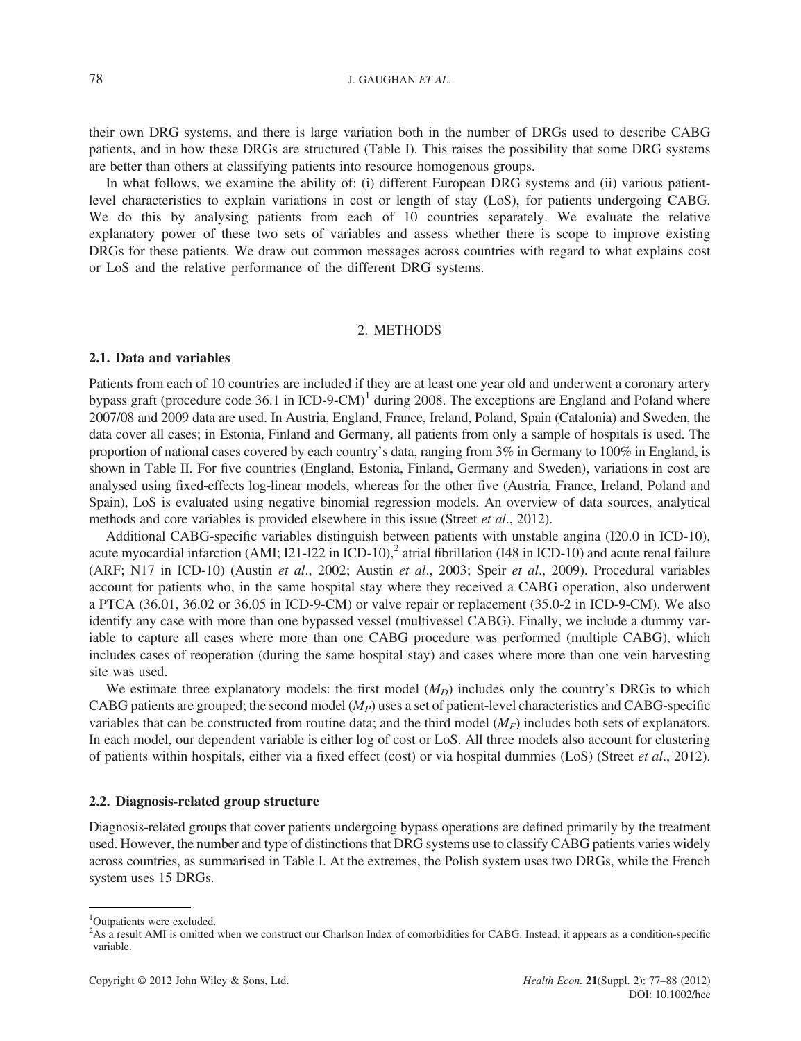their own DRG systems, and there is large variation both in the number of DRGs used to describe CABG patients, and in how these DRGs are structured (Table I). This raises the possibility that some DRG systems are better than others at classifying patients into resource homogenous groups.

In what follows, we examine the ability of: (i) different European DRG systems and (ii) various patient-level characteristics to explain variations in cost or length of stay (LoS), for patients undergoing CABG. We do this by analysing patients from each of 10 countries separately. We evaluate the relative explanatory power of these two sets of variables and assess whether there is scope to improve existing DRGs for these patients. We draw out common messages across countries with regard to what explains cost or LoS and the relative performance of the different DRG systems.

## 2. METHODS

### 2.1. Data and variables

Patients from each of 10 countries are included if they are at least one year old and underwent a coronary artery bypass graft (procedure code 36.1 in ICD-9-CM)[1] during 2008. The exceptions are England and Poland where 2007/08 and 2009 data are used. In Austria, England, France, Ireland, Poland, Spain (Catalonia) and Sweden, the data cover all cases; in Estonia, Finland and Germany, all patients from only a sample of hospitals is used. The proportion of national cases covered by each country's data, ranging from 3% in Germany to 100% in England, is shown in Table II. For five countries (England, Estonia, Finland, Germany and Sweden), variations in cost are analysed using fixed-effects log-linear models, whereas for the other five (Austria, France, Ireland, Poland and Spain), LoS is evaluated using negative binomial regression models. An overview of data sources, analytical methods and core variables is provided elsewhere in this issue (Street *et al*., 2012).

Additional CABG-specific variables distinguish between patients with unstable angina (I20.0 in ICD-10), acute myocardial infarction (AMI; I21-I22 in ICD-10),[2] atrial fibrillation (I48 in ICD-10) and acute renal failure (ARF; N17 in ICD-10) (Austin *et al*., 2002; Austin *et al*., 2003; Speir *et al*., 2009). Procedural variables account for patients who, in the same hospital stay where they received a CABG operation, also underwent a PTCA (36.01, 36.02 or 36.05 in ICD-9-CM) or valve repair or replacement (35.0-2 in ICD-9-CM). We also identify any case with more than one bypassed vessel (multivessel CABG). Finally, we include a dummy variable to capture all cases where more than one CABG procedure was performed (multiple CABG), which includes cases of reoperation (during the same hospital stay) and cases where more than one vein harvesting site was used.

We estimate three explanatory models: the first model ($M_D$) includes only the country's DRGs to which CABG patients are grouped; the second model ($M_P$) uses a set of patient-level characteristics and CABG-specific variables that can be constructed from routine data; and the third model ($M_F$) includes both sets of explanators. In each model, our dependent variable is either log of cost or LoS. All three models also account for clustering of patients within hospitals, either via a fixed effect (cost) or via hospital dummies (LoS) (Street *et al*., 2012).

### 2.2. Diagnosis-related group structure

Diagnosis-related groups that cover patients undergoing bypass operations are defined primarily by the treatment used. However, the number and type of distinctions that DRG systems use to classify CABG patients varies widely across countries, as summarised in Table I. At the extremes, the Polish system uses two DRGs, while the French system uses 15 DRGs.

---

[1] Outpatients were excluded.

[2] As a result AMI is omitted when we construct our Charlson Index of comorbidities for CABG. Instead, it appears as a condition-specific variable.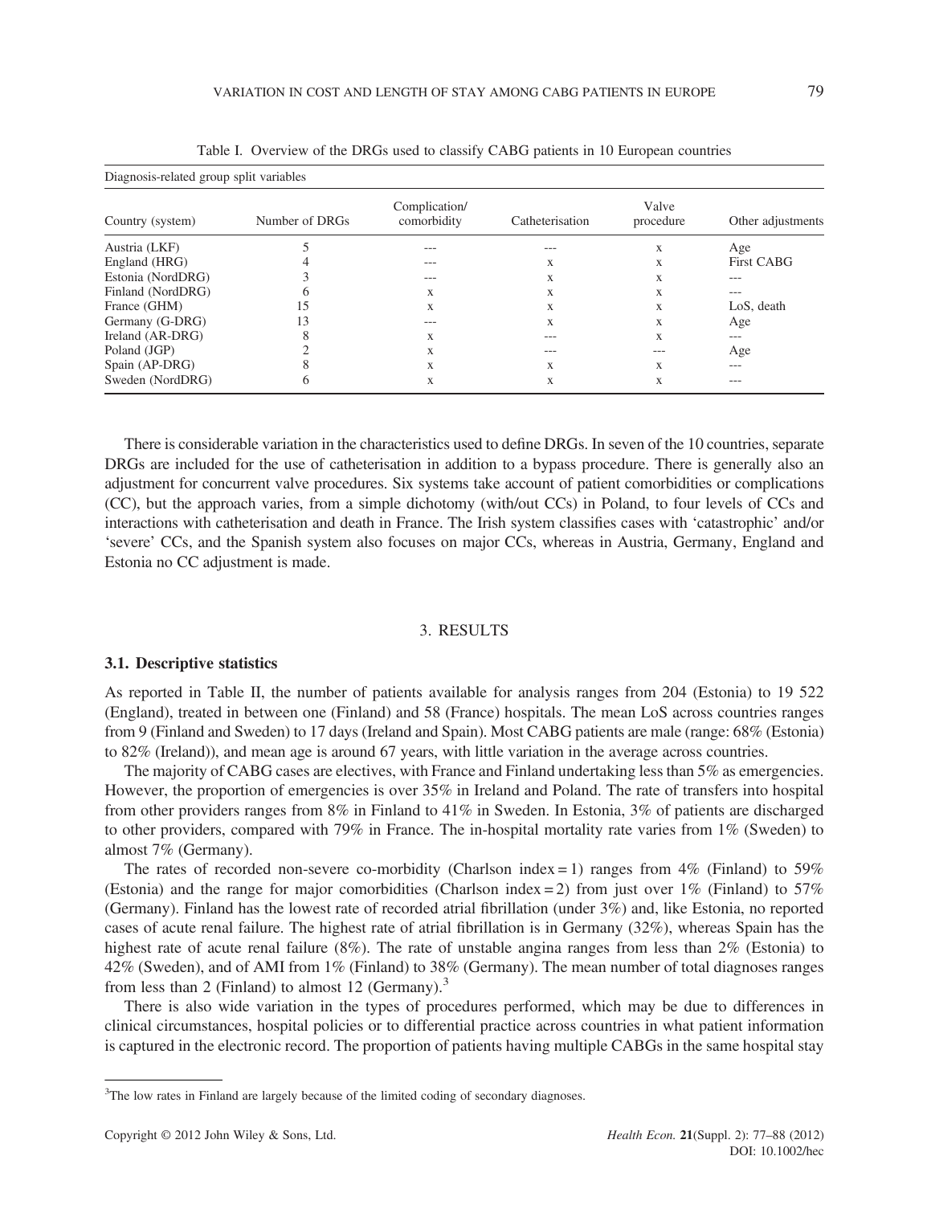Table I. Overview of the DRGs used to classify CABG patients in 10 European countries

| Diagnosis-related group split variables | | | | | |
|---|---|---|---|---|---|
| Country (system) | Number of DRGs | Complication/ comorbidity | Catheterisation | Valve procedure | Other adjustments |
| Austria (LKF) | 5 | --- | --- | x | Age |
| England (HRG) | 4 | --- | x | x | First CABG |
| Estonia (NordDRG) | 3 | --- | x | x | --- |
| Finland (NordDRG) | 6 | x | x | x | --- |
| France (GHM) | 15 | x | x | x | LoS, death |
| Germany (G-DRG) | 13 | --- | x | x | Age |
| Ireland (AR-DRG) | 8 | x | --- | x | --- |
| Poland (JGP) | 2 | x | --- | --- | Age |
| Spain (AP-DRG) | 8 | x | x | x | --- |
| Sweden (NordDRG) | 6 | x | x | x | --- |

There is considerable variation in the characteristics used to define DRGs. In seven of the 10 countries, separate DRGs are included for the use of catheterisation in addition to a bypass procedure. There is generally also an adjustment for concurrent valve procedures. Six systems take account of patient comorbidities or complications (CC), but the approach varies, from a simple dichotomy (with/out CCs) in Poland, to four levels of CCs and interactions with catheterisation and death in France. The Irish system classifies cases with 'catastrophic' and/or 'severe' CCs, and the Spanish system also focuses on major CCs, whereas in Austria, Germany, England and Estonia no CC adjustment is made.

## 3. RESULTS

### 3.1. Descriptive statistics

As reported in Table II, the number of patients available for analysis ranges from 204 (Estonia) to 19 522 (England), treated in between one (Finland) and 58 (France) hospitals. The mean LoS across countries ranges from 9 (Finland and Sweden) to 17 days (Ireland and Spain). Most CABG patients are male (range: 68% (Estonia) to 82% (Ireland)), and mean age is around 67 years, with little variation in the average across countries.

The majority of CABG cases are electives, with France and Finland undertaking less than 5% as emergencies. However, the proportion of emergencies is over 35% in Ireland and Poland. The rate of transfers into hospital from other providers ranges from 8% in Finland to 41% in Sweden. In Estonia, 3% of patients are discharged to other providers, compared with 79% in France. The in-hospital mortality rate varies from 1% (Sweden) to almost 7% (Germany).

The rates of recorded non-severe co-morbidity (Charlson index = 1) ranges from 4% (Finland) to 59% (Estonia) and the range for major comorbidities (Charlson index = 2) from just over 1% (Finland) to 57% (Germany). Finland has the lowest rate of recorded atrial fibrillation (under 3%) and, like Estonia, no reported cases of acute renal failure. The highest rate of atrial fibrillation is in Germany (32%), whereas Spain has the highest rate of acute renal failure (8%). The rate of unstable angina ranges from less than 2% (Estonia) to 42% (Sweden), and of AMI from 1% (Finland) to 38% (Germany). The mean number of total diagnoses ranges from less than 2 (Finland) to almost 12 (Germany).[3]

There is also wide variation in the types of procedures performed, which may be due to differences in clinical circumstances, hospital policies or to differential practice across countries in what patient information is captured in the electronic record. The proportion of patients having multiple CABGs in the same hospital stay

[3]The low rates in Finland are largely because of the limited coding of secondary diagnoses.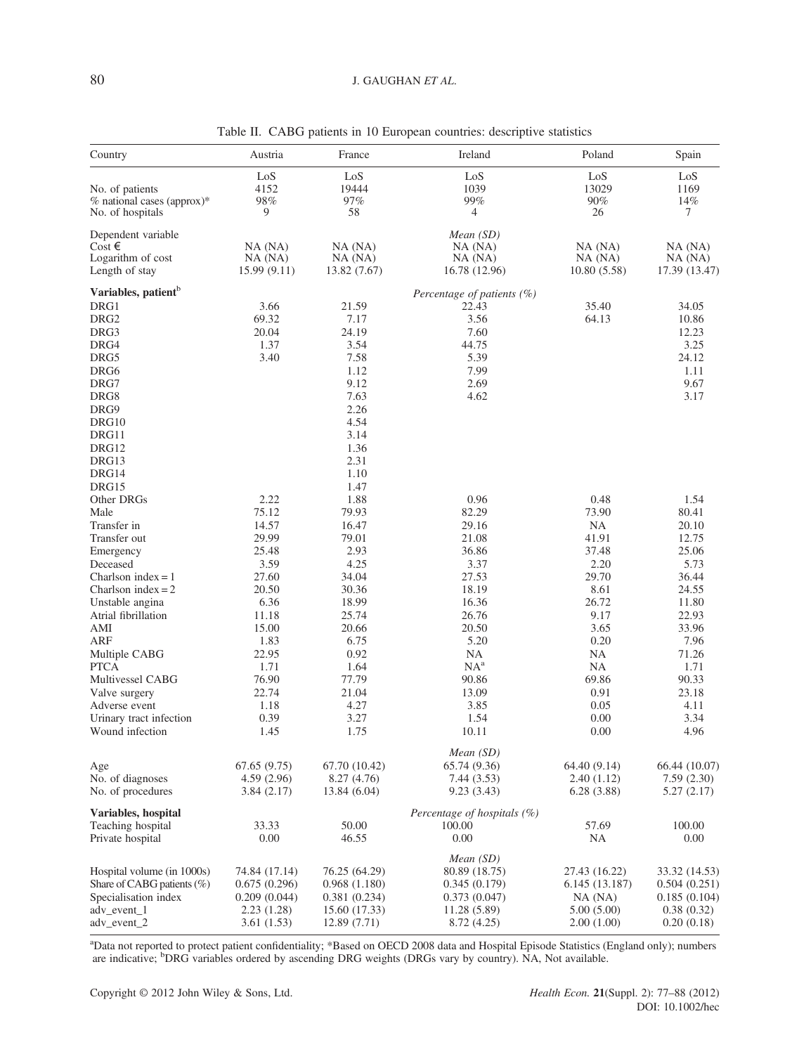Table II. CABG patients in 10 European countries: descriptive statistics

| Country | Austria | France | Ireland | Poland | Spain |
|---|---|---|---|---|---|
| | LoS | LoS | LoS | LoS | LoS |
| No. of patients | 4152 | 19444 | 1039 | 13029 | 1169 |
| % national cases (approx)* | 98% | 97% | 99% | 90% | 14% |
| No. of hospitals | 9 | 58 | 4 | 26 | 7 |
| Dependent variable | | | *Mean (SD)* | | |
| Cost € | NA (NA) | NA (NA) | NA (NA) | NA (NA) | NA (NA) |
| Logarithm of cost | NA (NA) | NA (NA) | NA (NA) | NA (NA) | NA (NA) |
| Length of stay | 15.99 (9.11) | 13.82 (7.67) | 16.78 (12.96) | 10.80 (5.58) | 17.39 (13.47) |
| **Variables, patient**[b] | | | *Percentage of patients (%)* | | |
| DRG1 | 3.66 | 21.59 | 22.43 | 35.40 | 34.05 |
| DRG2 | 69.32 | 7.17 | 3.56 | 64.13 | 10.86 |
| DRG3 | 20.04 | 24.19 | 7.60 | | 12.23 |
| DRG4 | 1.37 | 3.54 | 44.75 | | 3.25 |
| DRG5 | 3.40 | 7.58 | 5.39 | | 24.12 |
| DRG6 | | 1.12 | 7.99 | | 1.11 |
| DRG7 | | 9.12 | 2.69 | | 9.67 |
| DRG8 | | 7.63 | 4.62 | | 3.17 |
| DRG9 | | 2.26 | | | |
| DRG10 | | 4.54 | | | |
| DRG11 | | 3.14 | | | |
| DRG12 | | 1.36 | | | |
| DRG13 | | 2.31 | | | |
| DRG14 | | 1.10 | | | |
| DRG15 | | 1.47 | | | |
| Other DRGs | 2.22 | 1.88 | 0.96 | 0.48 | 1.54 |
| Male | 75.12 | 79.93 | 82.29 | 73.90 | 80.41 |
| Transfer in | 14.57 | 16.47 | 29.16 | NA | 20.10 |
| Transfer out | 29.99 | 79.01 | 21.08 | 41.91 | 12.75 |
| Emergency | 25.48 | 2.93 | 36.86 | 37.48 | 25.06 |
| Deceased | 3.59 | 4.25 | 3.37 | 2.20 | 5.73 |
| Charlson index = 1 | 27.60 | 34.04 | 27.53 | 29.70 | 36.44 |
| Charlson index = 2 | 20.50 | 30.36 | 18.19 | 8.61 | 24.55 |
| Unstable angina | 6.36 | 18.99 | 16.36 | 26.72 | 11.80 |
| Atrial fibrillation | 11.18 | 25.74 | 26.76 | 9.17 | 22.93 |
| AMI | 15.00 | 20.66 | 20.50 | 3.65 | 33.96 |
| ARF | 1.83 | 6.75 | 5.20 | 0.20 | 7.96 |
| Multiple CABG | 22.95 | 0.92 | NA | NA | 71.26 |
| PTCA | 1.71 | 1.64 | NA[a] | NA | 1.71 |
| Multivessel CABG | 76.90 | 77.79 | 90.86 | 69.86 | 90.33 |
| Valve surgery | 22.74 | 21.04 | 13.09 | 0.91 | 23.18 |
| Adverse event | 1.18 | 4.27 | 3.85 | 0.05 | 4.11 |
| Urinary tract infection | 0.39 | 3.27 | 1.54 | 0.00 | 3.34 |
| Wound infection | 1.45 | 1.75 | 10.11 | 0.00 | 4.96 |
| | | | *Mean (SD)* | | |
| Age | 67.65 (9.75) | 67.70 (10.42) | 65.74 (9.36) | 64.40 (9.14) | 66.44 (10.07) |
| No. of diagnoses | 4.59 (2.96) | 8.27 (4.76) | 7.44 (3.53) | 2.40 (1.12) | 7.59 (2.30) |
| No. of procedures | 3.84 (2.17) | 13.84 (6.04) | 9.23 (3.43) | 6.28 (3.88) | 5.27 (2.17) |
| **Variables, hospital** | | | *Percentage of hospitals (%)* | | |
| Teaching hospital | 33.33 | 50.00 | 100.00 | 57.69 | 100.00 |
| Private hospital | 0.00 | 46.55 | 0.00 | NA | 0.00 |
| | | | *Mean (SD)* | | |
| Hospital volume (in 1000s) | 74.84 (17.14) | 76.25 (64.29) | 80.89 (18.75) | 27.43 (16.22) | 33.32 (14.53) |
| Share of CABG patients (%) | 0.675 (0.296) | 0.968 (1.180) | 0.345 (0.179) | 6.145 (13.187) | 0.504 (0.251) |
| Specialisation index | 0.209 (0.044) | 0.381 (0.234) | 0.373 (0.047) | NA (NA) | 0.185 (0.104) |
| adv_event_1 | 2.23 (1.28) | 15.60 (17.33) | 11.28 (5.89) | 5.00 (5.00) | 0.38 (0.32) |
| adv_event_2 | 3.61 (1.53) | 12.89 (7.71) | 8.72 (4.25) | 2.00 (1.00) | 0.20 (0.18) |

[a]Data not reported to protect patient confidentiality; *Based on OECD 2008 data and Hospital Episode Statistics (England only); numbers are indicative; [b]DRG variables ordered by ascending DRG weights (DRGs vary by country). NA, Not available.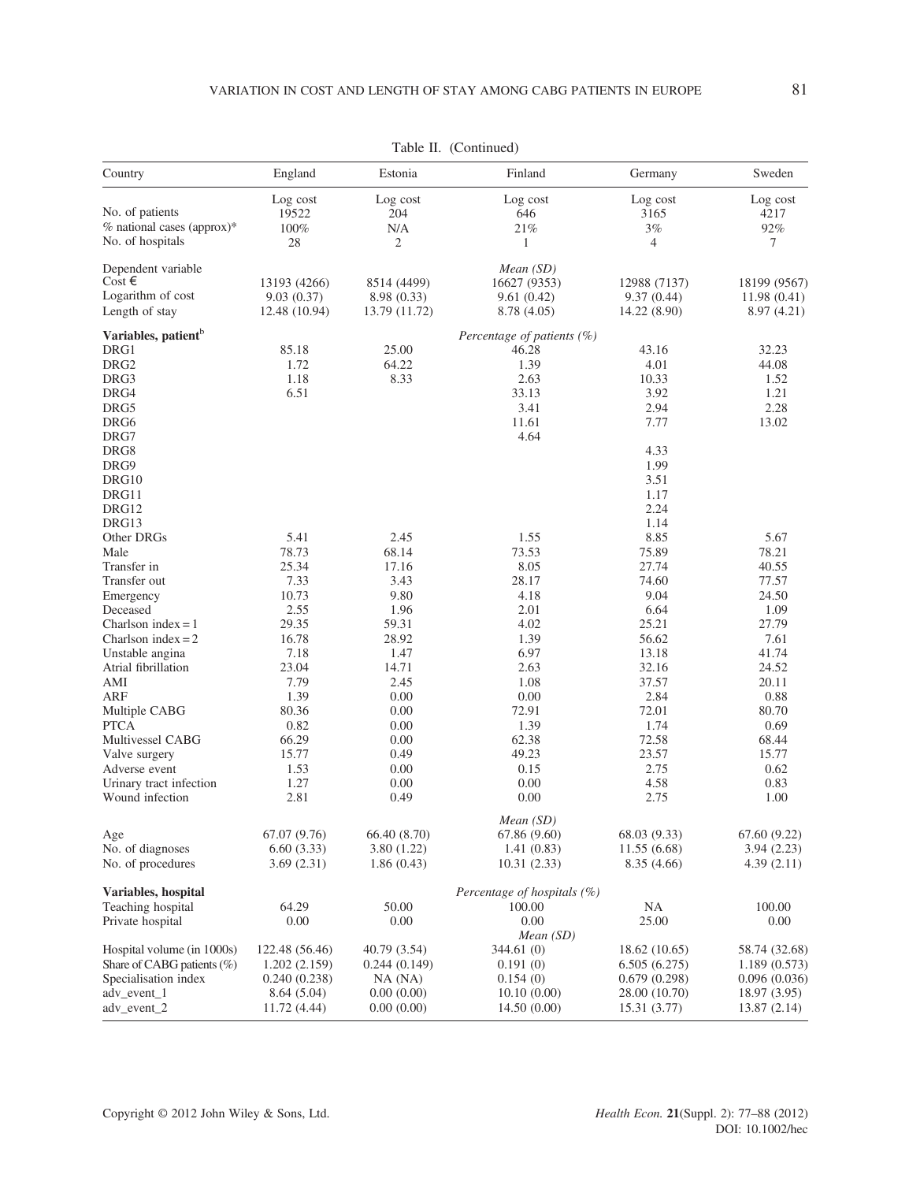Table II. (Continued)

| Country | England | Estonia | Finland | Germany | Sweden |
|---|---|---|---|---|---|
| | Log cost | Log cost | Log cost | Log cost | Log cost |
| No. of patients | 19522 | 204 | 646 | 3165 | 4217 |
| % national cases (approx)* | 100% | N/A | 21% | 3% | 92% |
| No. of hospitals | 28 | 2 | 1 | 4 | 7 |
| Dependent variable | | | *Mean (SD)* | | |
| Cost € | 13193 (4266) | 8514 (4499) | 16627 (9353) | 12988 (7137) | 18199 (9567) |
| Logarithm of cost | 9.03 (0.37) | 8.98 (0.33) | 9.61 (0.42) | 9.37 (0.44) | 11.98 (0.41) |
| Length of stay | 12.48 (10.94) | 13.79 (11.72) | 8.78 (4.05) | 14.22 (8.90) | 8.97 (4.21) |
| **Variables, patient**[b] | | | *Percentage of patients (%)* | | |
| DRG1 | 85.18 | 25.00 | 46.28 | 43.16 | 32.23 |
| DRG2 | 1.72 | 64.22 | 1.39 | 4.01 | 44.08 |
| DRG3 | 1.18 | 8.33 | 2.63 | 10.33 | 1.52 |
| DRG4 | 6.51 | | 33.13 | 3.92 | 1.21 |
| DRG5 | | | 3.41 | 2.94 | 2.28 |
| DRG6 | | | 11.61 | 7.77 | 13.02 |
| DRG7 | | | 4.64 | | |
| DRG8 | | | | 4.33 | |
| DRG9 | | | | 1.99 | |
| DRG10 | | | | 3.51 | |
| DRG11 | | | | 1.17 | |
| DRG12 | | | | 2.24 | |
| DRG13 | | | | 1.14 | |
| Other DRGs | 5.41 | 2.45 | 1.55 | 8.85 | 5.67 |
| Male | 78.73 | 68.14 | 73.53 | 75.89 | 78.21 |
| Transfer in | 25.34 | 17.16 | 8.05 | 27.74 | 40.55 |
| Transfer out | 7.33 | 3.43 | 28.17 | 74.60 | 77.57 |
| Emergency | 10.73 | 9.80 | 4.18 | 9.04 | 24.50 |
| Deceased | 2.55 | 1.96 | 2.01 | 6.64 | 1.09 |
| Charlson index = 1 | 29.35 | 59.31 | 4.02 | 25.21 | 27.79 |
| Charlson index = 2 | 16.78 | 28.92 | 1.39 | 56.62 | 7.61 |
| Unstable angina | 7.18 | 1.47 | 6.97 | 13.18 | 41.74 |
| Atrial fibrillation | 23.04 | 14.71 | 2.63 | 32.16 | 24.52 |
| AMI | 7.79 | 2.45 | 1.08 | 37.57 | 20.11 |
| ARF | 1.39 | 0.00 | 0.00 | 2.84 | 0.88 |
| Multiple CABG | 80.36 | 0.00 | 72.91 | 72.01 | 80.70 |
| PTCA | 0.82 | 0.00 | 1.39 | 1.74 | 0.69 |
| Multivessel CABG | 66.29 | 0.00 | 62.38 | 72.58 | 68.44 |
| Valve surgery | 15.77 | 0.49 | 49.23 | 23.57 | 15.77 |
| Adverse event | 1.53 | 0.00 | 0.15 | 2.75 | 0.62 |
| Urinary tract infection | 1.27 | 0.00 | 0.00 | 4.58 | 0.83 |
| Wound infection | 2.81 | 0.49 | 0.00 | 2.75 | 1.00 |
| | | | *Mean (SD)* | | |
| Age | 67.07 (9.76) | 66.40 (8.70) | 67.86 (9.60) | 68.03 (9.33) | 67.60 (9.22) |
| No. of diagnoses | 6.60 (3.33) | 3.80 (1.22) | 1.41 (0.83) | 11.55 (6.68) | 3.94 (2.23) |
| No. of procedures | 3.69 (2.31) | 1.86 (0.43) | 10.31 (2.33) | 8.35 (4.66) | 4.39 (2.11) |
| **Variables, hospital** | | | *Percentage of hospitals (%)* | | |
| Teaching hospital | 64.29 | 50.00 | 100.00 | NA | 100.00 |
| Private hospital | 0.00 | 0.00 | 0.00 | 25.00 | 0.00 |
| | | | *Mean (SD)* | | |
| Hospital volume (in 1000s) | 122.48 (56.46) | 40.79 (3.54) | 344.61 (0) | 18.62 (10.65) | 58.74 (32.68) |
| Share of CABG patients (%) | 1.202 (2.159) | 0.244 (0.149) | 0.191 (0) | 6.505 (6.275) | 1.189 (0.573) |
| Specialisation index | 0.240 (0.238) | NA (NA) | 0.154 (0) | 0.679 (0.298) | 0.096 (0.036) |
| adv_event_1 | 8.64 (5.04) | 0.00 (0.00) | 10.10 (0.00) | 28.00 (10.70) | 18.97 (3.95) |
| adv_event_2 | 11.72 (4.44) | 0.00 (0.00) | 14.50 (0.00) | 15.31 (3.77) | 13.87 (2.14) |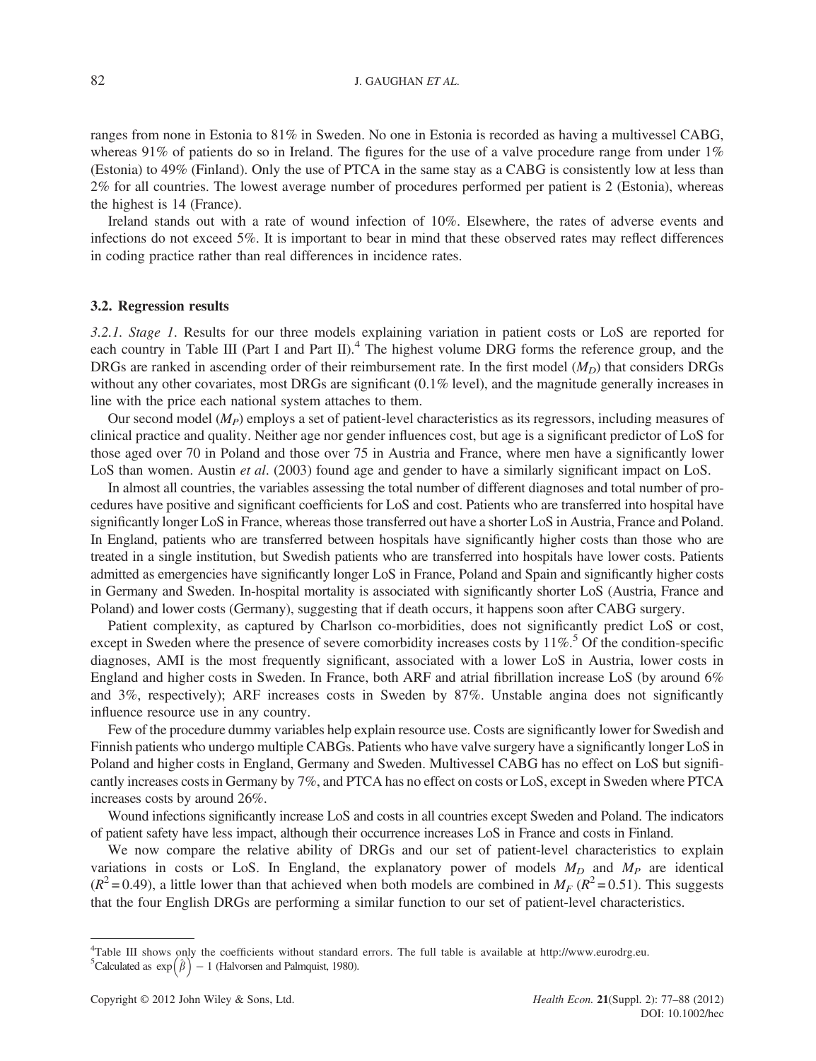ranges from none in Estonia to 81% in Sweden. No one in Estonia is recorded as having a multivessel CABG, whereas 91% of patients do so in Ireland. The figures for the use of a valve procedure range from under 1% (Estonia) to 49% (Finland). Only the use of PTCA in the same stay as a CABG is consistently low at less than 2% for all countries. The lowest average number of procedures performed per patient is 2 (Estonia), whereas the highest is 14 (France).

Ireland stands out with a rate of wound infection of 10%. Elsewhere, the rates of adverse events and infections do not exceed 5%. It is important to bear in mind that these observed rates may reflect differences in coding practice rather than real differences in incidence rates.

### 3.2. Regression results

*3.2.1. Stage 1*. Results for our three models explaining variation in patient costs or LoS are reported for each country in Table III (Part I and Part II).[4] The highest volume DRG forms the reference group, and the DRGs are ranked in ascending order of their reimbursement rate. In the first model ($M_D$) that considers DRGs without any other covariates, most DRGs are significant (0.1% level), and the magnitude generally increases in line with the price each national system attaches to them.

Our second model ($M_P$) employs a set of patient-level characteristics as its regressors, including measures of clinical practice and quality. Neither age nor gender influences cost, but age is a significant predictor of LoS for those aged over 70 in Poland and those over 75 in Austria and France, where men have a significantly lower LoS than women. Austin *et al*. (2003) found age and gender to have a similarly significant impact on LoS.

In almost all countries, the variables assessing the total number of different diagnoses and total number of procedures have positive and significant coefficients for LoS and cost. Patients who are transferred into hospital have significantly longer LoS in France, whereas those transferred out have a shorter LoS in Austria, France and Poland. In England, patients who are transferred between hospitals have significantly higher costs than those who are treated in a single institution, but Swedish patients who are transferred into hospitals have lower costs. Patients admitted as emergencies have significantly longer LoS in France, Poland and Spain and significantly higher costs in Germany and Sweden. In-hospital mortality is associated with significantly shorter LoS (Austria, France and Poland) and lower costs (Germany), suggesting that if death occurs, it happens soon after CABG surgery.

Patient complexity, as captured by Charlson co-morbidities, does not significantly predict LoS or cost, except in Sweden where the presence of severe comorbidity increases costs by 11%.[5] Of the condition-specific diagnoses, AMI is the most frequently significant, associated with a lower LoS in Austria, lower costs in England and higher costs in Sweden. In France, both ARF and atrial fibrillation increase LoS (by around 6% and 3%, respectively); ARF increases costs in Sweden by 87%. Unstable angina does not significantly influence resource use in any country.

Few of the procedure dummy variables help explain resource use. Costs are significantly lower for Swedish and Finnish patients who undergo multiple CABGs. Patients who have valve surgery have a significantly longer LoS in Poland and higher costs in England, Germany and Sweden. Multivessel CABG has no effect on LoS but significantly increases costs in Germany by 7%, and PTCA has no effect on costs or LoS, except in Sweden where PTCA increases costs by around 26%.

Wound infections significantly increase LoS and costs in all countries except Sweden and Poland. The indicators of patient safety have less impact, although their occurrence increases LoS in France and costs in Finland.

We now compare the relative ability of DRGs and our set of patient-level characteristics to explain variations in costs or LoS. In England, the explanatory power of models $M_D$ and $M_P$ are identical ($R^2 = 0.49$), a little lower than that achieved when both models are combined in $M_F$ ($R^2 = 0.51$). This suggests that the four English DRGs are performing a similar function to our set of patient-level characteristics.

---

[4] Table III shows only the coefficients without standard errors. The full table is available at http://www.eurodrg.eu.

[5] Calculated as $\exp\left(\hat{\beta}\right) - 1$ (Halvorsen and Palmquist, 1980).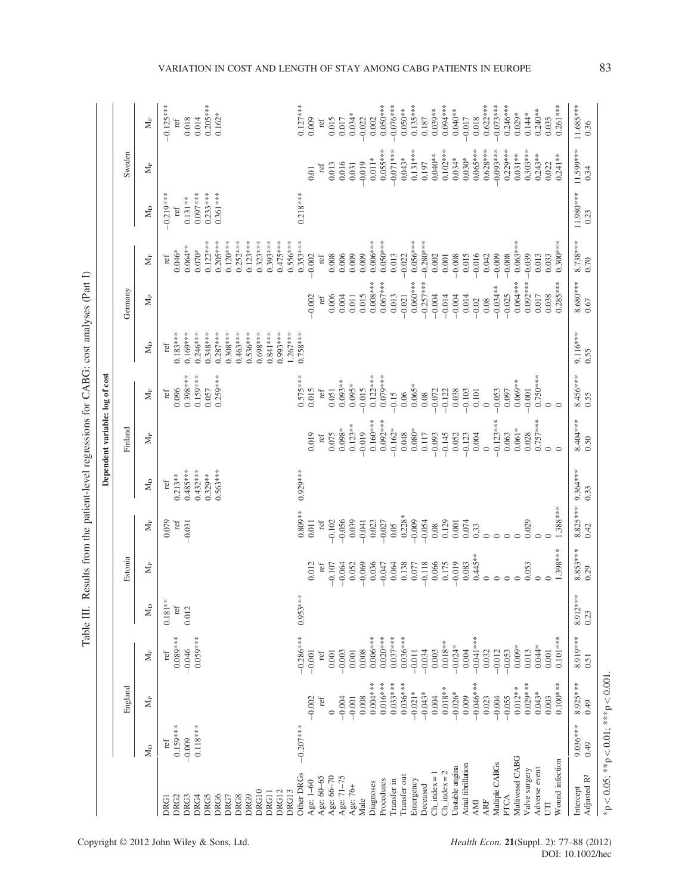Table III. Results from the patient-level regressions for CABG: cost analyses (Part I)

| | Dependent variable: log of cost | | | | | | | | | | | | | | |
|---|---|---|---|---|---|---|---|---|---|---|---|---|---|---|---|
| | England | | | Estonia | | | Finland | | | Germany | | | Sweden | | |
| | $M_D$ | $M_P$ | $M_F$ | $M_D$ | $M_P$ | $M_F$ | $M_D$ | $M_P$ | $M_F$ | $M_D$ | $M_P$ | $M_F$ | $M_D$ | $M_P$ | $M_F$ |
| DRG1 | ref | | ref | 0.181** | | 0.079 | ref | | ref | ref | | ref | −0.219*** | | −0.125*** |
| DRG2 | 0.159*** | | 0.089*** | ref | | ref | 0.213** | | 0.096 | 0.183*** | | 0.046* | ref | | ref |
| DRG3 | −0.009 | | −0.046 | 0.012 | | −0.031 | 0.485*** | | 0.398*** | 0.169*** | | 0.064** | 0.131** | | 0.018 |
| DRG4 | 0.118*** | | 0.059*** | | | | 0.432*** | | 0.159*** | 0.246*** | | 0.070* | 0.097*** | | 0.014 |
| DRG5 | | | | | | | 0.329** | | 0.057 | 0.348*** | | 0.122*** | 0.233*** | | 0.205*** |
| DRG6 | | | | | | | 0.563*** | | 0.259*** | 0.287*** | | 0.205*** | 0.361*** | | 0.162* |
| DRG7 | | | | | | | | | | 0.308*** | | 0.120*** | | | |
| DRG8 | | | | | | | | | | 0.463*** | | 0.252*** | | | |
| DRG9 | | | | | | | | | | 0.536*** | | 0.123*** | | | |
| DRG10 | | | | | | | | | | 0.698*** | | 0.323*** | | | |
| DRG11 | | | | | | | | | | 0.841*** | | 0.393*** | | | |
| DRG12 | | | | | | | | | | 0.993*** | | 0.475*** | | | |
| DRG13 | | | | | | | | | | 1.267*** | | 0.556*** | | | |
| Other DRGs | −0.207*** | | −0.286*** | 0.953*** | | 0.809*** | 0.929*** | | 0.575*** | 0.758*** | | 0.353*** | 0.218*** | | 0.127*** |
| Age: 1–60 | | −0.002 | −0.001 | | 0.012 | 0.011 | | 0.019 | 0.015 | | −0.002 | −0.002 | | 0.01 | 0.009 |
| Age: 60–65 | | ref | ref | | ref | ref | | ref | ref | | ref | ref | | ref | ref |
| Age: 66–70 | | 0 | 0.001 | | −0.107 | −0.102 | | 0.075 | 0.051 | | 0.006 | 0.008 | | 0.013 | 0.015 |
| Age: 71–75 | | −0.004 | −0.003 | | −0.064 | −0.056 | | 0.098* | 0.093** | | 0.004 | 0.006 | | 0.016 | 0.017 |
| Age: 76+ | | −0.001 | 0.001 | | 0.052 | 0.039 | | 0.123** | 0.095* | | 0.011 | 0.009 | | 0.031 | 0.034* |
| Male | | 0.008 | 0.008 | | −0.069 | −0.041 | | −0.019 | −0.015 | | 0.015 | 0.009 | | −0.019 | −0.022 |
| Diagnoses | | 0.004*** | 0.006*** | | 0.036 | 0.023 | | 0.160*** | 0.122*** | | 0.008*** | 0.006*** | | 0.011* | 0.002 |
| Procedures | | 0.016*** | 0.020*** | | −0.047 | −0.027 | | 0.092*** | 0.079*** | | 0.067*** | 0.050*** | | 0.055*** | 0.050*** |
| Transfer in | | 0.033*** | 0.037*** | | 0.064 | 0.05 | | −0.162* | −0.15 | | 0.013 | 0.013 | | −0.071*** | −0.076*** |
| Transfer out | | 0.036*** | 0.036*** | | 0.138 | 0.228* | | 0.048 | 0.06 | | −0.021 | −0.022 | | 0.043* | 0.050** |
| Emergency | | −0.021* | −0.011 | | 0.077 | −0.009 | | 0.080* | 0.065* | | 0.060*** | 0.056*** | | 0.131*** | 0.135*** |
| Deceased | | −0.043* | −0.034 | | −0.118 | −0.054 | | 0.117 | 0.08 | | −0.257*** | −0.280*** | | 0.197 | 0.187 |
| Ch_index = 1 | | 0.004 | 0.003 | | 0.066 | 0.08 | | −0.093 | −0.072 | | −0.004 | 0.002 | | 0.040** | 0.039** |
| Ch_index = 2 | | 0.018** | 0.018** | | 0.175 | 0.129 | | −0.145 | −0.122 | | −0.014 | 0.001 | | 0.102*** | 0.094*** |
| Unstable angina | | −0.026* | −0.024* | | −0.019 | 0.001 | | 0.052 | 0.038 | | −0.004 | −0.008 | | 0.034* | 0.040** |
| Atrial fibrillation | | 0.009 | 0.004 | | 0.083 | 0.074 | | −0.123 | −0.103 | | 0.014 | 0.015 | | 0.030* | −0.017 |
| AMI | | −0.046*** | −0.041*** | | 0.445** | 0.33 | | 0.004 | 0.101 | | −0.02 | −0.016 | | 0.065*** | 0.018 |
| ARF | | 0.023 | 0.032 | | 0 | 0 | | 0 | 0 | | 0.08 | 0.042 | | 0.628*** | 0.622*** |
| Multiple CABGs | | −0.004 | −0.012 | | 0 | 0 | | −0.123*** | −0.053 | | −0.034** | −0.009 | | −0.093*** | −0.073*** |
| PTCA | | −0.055 | −0.053 | | 0 | 0 | | 0.063 | 0.097 | | −0.025 | −0.008 | | 0.229*** | 0.246*** |
| Multivessel CABG | | 0.012** | 0.009* | | 0 | 0 | | 0.061* | 0.069** | | 0.064*** | 0.063*** | | 0.031** | 0.029* |
| Valve surgery | | 0.029*** | 0.013 | | 0.053 | 0.029 | | 0.028 | −0.001 | | 0.092*** | −0.039 | | 0.303*** | 0.144* |
| Adverse event | | 0.043* | 0.044* | | 0 | 0 | | 0.757*** | 0.750*** | | 0.017 | 0.013 | | 0.243** | 0.240** |
| UTI | | 0.003 | 0.001 | | 0 | 0 | | 0 | 0 | | 0.038 | 0.033 | | 0.022 | 0.035 |
| Wound infection | | 0.100*** | 0.101*** | | 1.398*** | 1.388*** | | 0 | 0 | | 0.285*** | 0.300*** | | 0.241** | 0.261*** |
| Intercept | 9.036*** | 8.925*** | 8.919*** | 8.912*** | 8.853*** | 8.825*** | 9.364*** | 8.404*** | 8.456*** | 9.116*** | 8.680*** | 8.738*** | 11.980*** | 11.599*** | 11.685*** |
| Adjusted R² | 0.49 | 0.49 | 0.51 | 0.23 | 0.29 | 0.42 | 0.33 | 0.50 | 0.55 | 0.55 | 0.67 | 0.70 | 0.23 | 0.34 | 0.36 |

*$p < 0.05$; **$p < 0.01$; ***$p < 0.001$.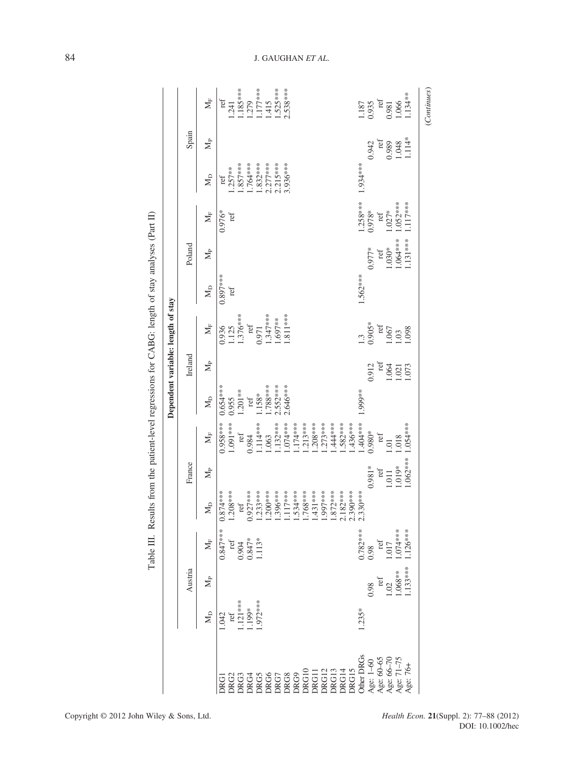Table III. Results from the patient-level regressions for CABG: length of stay analyses (Part II)

| | Dependent variable: length of stay | | | | | | | | | | | | | | |
|---|---|---|---|---|---|---|---|---|---|---|---|---|---|---|---|
| | Austria | | | France | | | Ireland | | | Poland | | | Spain | | |
| | $M_D$ | $M_P$ | $M_F$ | $M_D$ | $M_P$ | $M_F$ | $M_D$ | $M_P$ | $M_F$ | $M_D$ | $M_P$ | $M_F$ | $M_D$ | $M_P$ | $M_F$ |
| DRG1 | 1.042 | | 0.847*** | 0.874*** | | 0.958*** | 0.654*** | | 0.936 | 0.897*** | | 0.976* | ref | | ref |
| DRG2 | ref | | ref | 1.208*** | | 1.091*** | 0.955 | | 1.125 | ref | | ref | 1.257** | | 1.241 |
| DRG3 | 1.121*** | | 0.904 | ref | | ref | 1.201** | | 1.376*** | | | | 1.857*** | | 1.185*** |
| DRG4 | 1.199* | | 0.847* | 0.927*** | | 0.984 | ref | | ref | | | | 1.764*** | | 1.279 |
| DRG5 | 1.972*** | | 1.113* | 1.233*** | | 1.114*** | 1.158* | | 0.971 | | | | 1.832*** | | 1.177*** |
| DRG6 | | | | 1.200*** | | 1.063 | 1.788*** | | 1.347*** | | | | 2.277*** | | 1.415 |
| DRG7 | | | | 1.396*** | | 1.132*** | 2.552*** | | 1.697** | | | | 2.215*** | | 1.525*** |
| DRG8 | | | | 1.117*** | | 1.074*** | 2.646*** | | 1.811*** | | | | 3.936*** | | 2.538*** |
| DRG9 | | | | 1.534*** | | 1.174*** | | | | | | | | | |
| DRG10 | | | | 1.768*** | | 1.213*** | | | | | | | | | |
| DRG11 | | | | 1.431*** | | 1.208*** | | | | | | | | | |
| DRG12 | | | | 1.997*** | | 1.273*** | | | | | | | | | |
| DRG13 | | | | 1.872*** | | 1.444*** | | | | | | | | | |
| DRG14 | | | | 2.182*** | | 1.582*** | | | | | | | | | |
| DRG15 | | | | 2.390*** | | 1.436*** | | | | | | | | | |
| Other DRGs | 1.235* | | 0.782*** | 2.330*** | | 1.404*** | 1.999*** | | 1.3 | 1.562*** | | 1.258*** | 1.934*** | | 1.187 |
| Age: 1–60 | | 0.98 | 0.98 | | 0.981* | 0.980* | | 0.912 | 0.905* | | 0.977* | 0.978* | | 0.942 | 0.935 |
| Age: 60–65 | | ref | ref | | ref | ref | | ref | ref | | ref | ref | | ref | ref |
| Age: 66–70 | | 1.02 | 1.017 | | 1.011 | 1.01 | | 1.064 | 1.067 | | 1.030* | 1.027* | | 0.989 | 0.981 |
| Age: 71–75 | | 1.068** | 1.074*** | | 1.019* | 1.018 | | 1.021 | 1.03 | | 1.064*** | 1.052*** | | 1.048 | 1.066 |
| Age: 76+ | | 1.133*** | 1.126*** | | 1.062*** | 1.054*** | | 1.073 | 1.098 | | 1.131*** | 1.117*** | | 1.114* | 1.134** |

(*Continues*)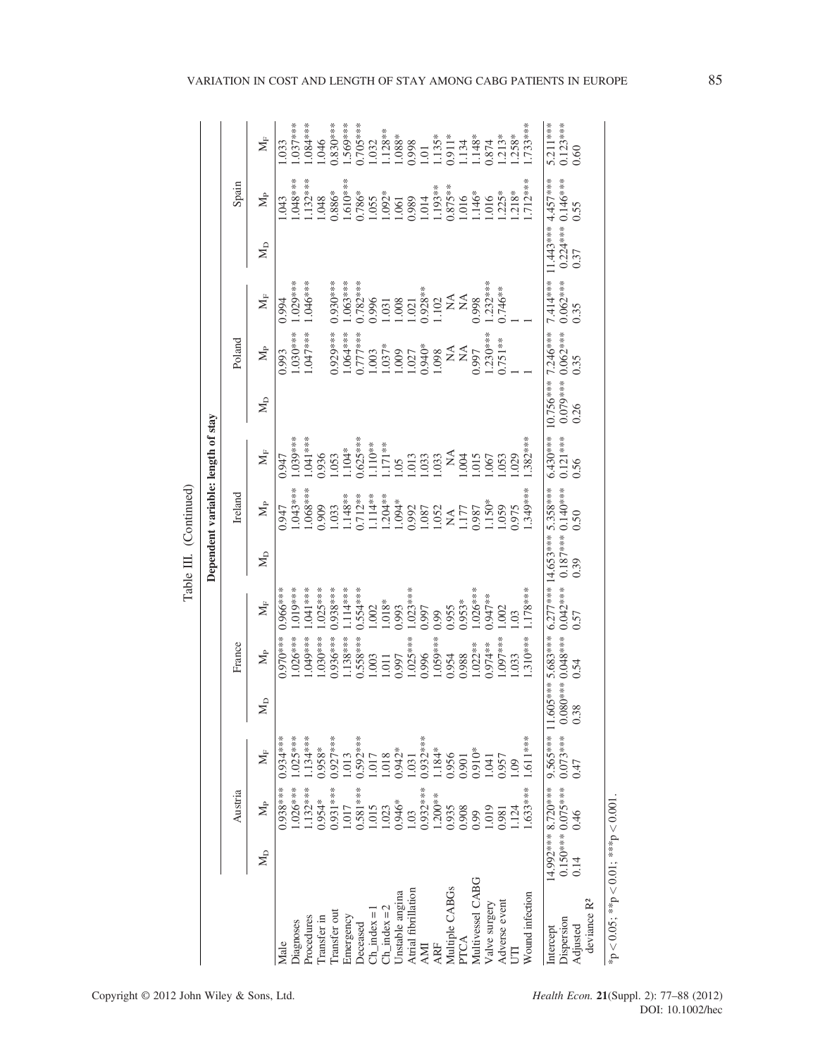Table III. (Continued)

| | Dependent variable: length of stay | | | | | | | | | | | | | | |
|---|---|---|---|---|---|---|---|---|---|---|---|---|---|---|---|
| | Austria | | | France | | | Ireland | | | Poland | | | Spain | | |
| | $M_D$ | $M_P$ | $M_F$ | $M_D$ | $M_P$ | $M_F$ | $M_D$ | $M_P$ | $M_F$ | $M_D$ | $M_P$ | $M_F$ | $M_D$ | $M_P$ | $M_F$ |
| Male | | 0.938*** | 0.934*** | | 0.970*** | 0.966*** | | 0.947 | 0.947 | | 0.993 | 0.994 | | 1.043 | 1.033 |
| Diagnoses | | 1.026*** | 1.025*** | | 1.026*** | 1.019*** | | 1.043*** | 1.039*** | | 1.030*** | 1.029*** | | 1.048*** | 1.037*** |
| Procedures | | 1.132*** | 1.134*** | | 1.049*** | 1.041*** | | 1.068*** | 1.041*** | | 1.047*** | 1.046*** | | 1.132*** | 1.084*** |
| Transfer in | | 0.954* | 0.958* | | 1.030*** | 1.025*** | | 0.909 | 0.936 | | | | | 1.048 | 1.046 |
| Transfer out | | 0.931*** | 0.927*** | | 0.936*** | 0.938*** | | 1.033 | 1.053 | | 0.929*** | 0.930*** | | 0.886* | 0.830*** |
| Emergency | | 1.017 | 1.013 | | 1.138*** | 1.114*** | | 1.148** | 1.104* | | 1.064*** | 1.063*** | | 1.610*** | 1.569*** |
| Deceased | | 0.581*** | 0.592*** | | 0.558*** | 0.554*** | | 0.712** | 0.625*** | | 0.777*** | 0.782*** | | 0.786* | 0.705*** |
| Ch_index = 1 | | 1.015 | 1.017 | | 1.003 | 1.002 | | 1.114** | 1.110** | | 1.003 | 0.996 | | 1.055 | 1.032 |
| Ch_index = 2 | | 1.023 | 1.018 | | 1.011 | 1.018* | | 1.204** | 1.171** | | 1.037* | 1.031 | | 1.092* | 1.128** |
| Unstable angina | | 0.946* | 0.942* | | 0.997 | 0.993 | | 1.094* | 1.05 | | 1.009 | 1.008 | | 1.061 | 1.088* |
| Atrial fibrillation | | 1.03 | 1.031 | | 1.025*** | 1.023*** | | 0.992 | 1.013 | | 1.027 | 1.021 | | 0.989 | 0.998 |
| AMI | | 0.932*** | 0.932*** | | 0.996 | 0.997 | | 1.087 | 1.033 | | 0.940* | 0.928** | | 1.014 | 1.01 |
| ARF | | 1.200** | 1.184* | | 1.059*** | 0.99 | | 1.052 | 1.033 | | 1.098 | 1.102 | | 1.193** | 1.135* |
| Multiple CABGs | | 0.935 | 0.956 | | 0.954 | 0.955 | | NA | NA | | NA | NA | | 0.875** | 0.911* |
| PTCA | | 0.908 | 0.901 | | 0.988 | 0.953* | | 1.177 | 1.004 | | NA | NA | | 1.016 | 1.134 |
| Multivessel CABG | | 0.99 | 0.910* | | 1.022** | 1.026*** | | 0.987 | 1.015 | | 0.997 | 0.998 | | 1.146* | 1.148* |
| Valve surgery | | 1.019 | 1.041 | | 0.974** | 0.947** | | 1.150* | 1.067 | | 1.230*** | 1.232*** | | 1.016 | 0.874 |
| Adverse event | | 0.981 | 0.957 | | 1.097*** | 1.002 | | 1.059 | 1.053 | | 0.751** | 0.746** | | 1.225* | 1.213* |
| UTI | | 1.124 | 1.09 | | 1.033 | 1.03 | | 0.975 | 1.029 | | 1 | 1 | | 1.218* | 1.258* |
| Wound infection | | 1.633*** | 1.611*** | | 1.310*** | 1.178*** | | 1.349*** | 1.382*** | | 1 | 1 | | 1.712*** | 1.733*** |
| Intercept | 14.992*** | 8.720*** | 9.565*** | 11.605*** | 5.683*** | 6.277*** | 14.653*** | 5.358*** | 6.430*** | 10.756*** | 7.246*** | 7.414*** | 11.443*** | 4.457*** | 5.211*** |
| Dispersion | 0.150*** | 0.075*** | 0.073*** | 0.080*** | 0.048*** | 0.042*** | 0.187*** | 0.140*** | 0.121*** | 0.079*** | 0.062*** | 0.062*** | 0.224*** | 0.146*** | 0.123*** |
| Adjusted deviance R² | 0.14 | 0.46 | 0.47 | 0.38 | 0.54 | 0.57 | 0.39 | 0.50 | 0.56 | 0.26 | 0.35 | 0.35 | 0.37 | 0.55 | 0.60 |

*p < 0.05; **p < 0.01; ***p < 0.001.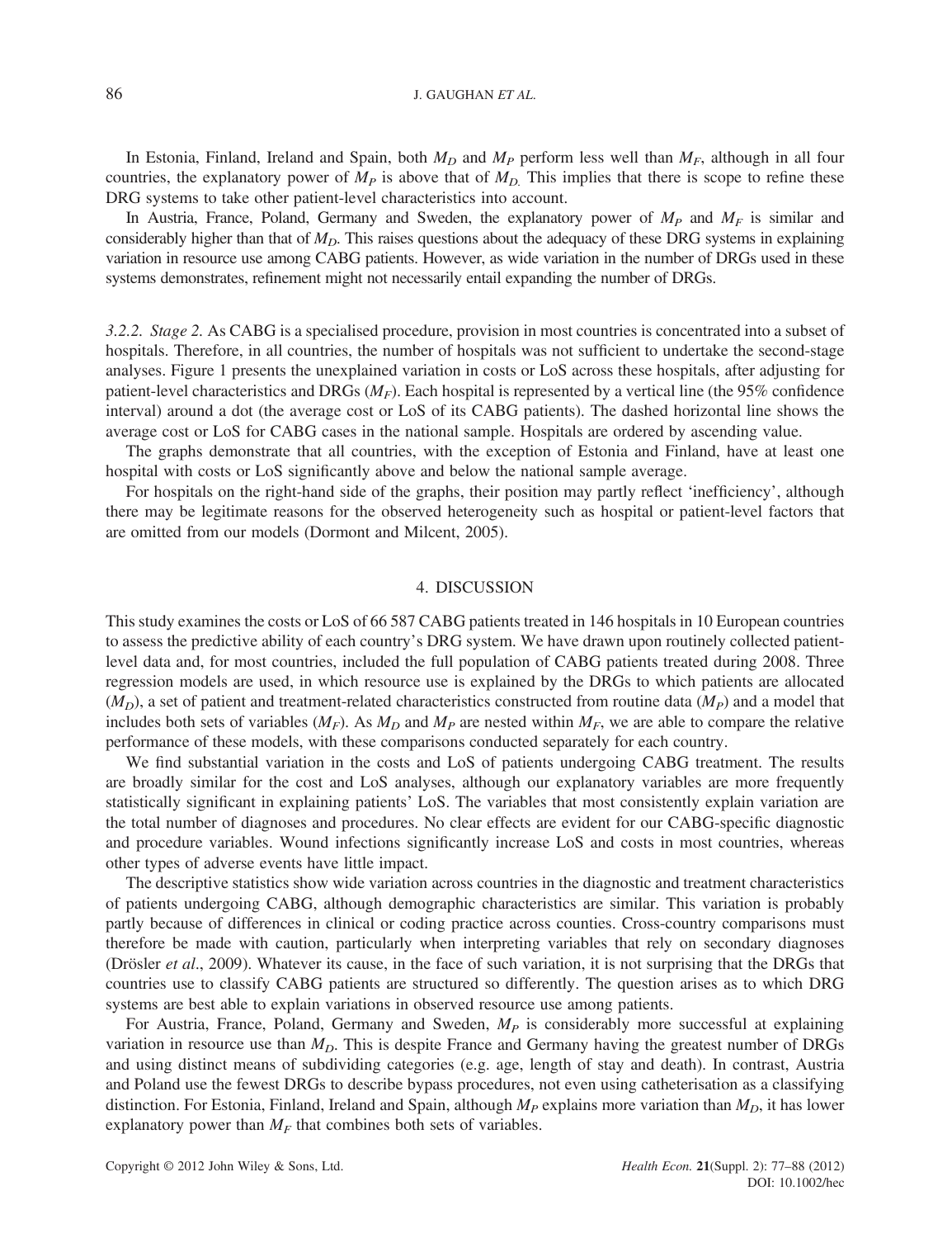In Estonia, Finland, Ireland and Spain, both $M_D$ and $M_P$ perform less well than $M_F$, although in all four countries, the explanatory power of $M_P$ is above that of $M_D$. This implies that there is scope to refine these DRG systems to take other patient-level characteristics into account.

In Austria, France, Poland, Germany and Sweden, the explanatory power of $M_P$ and $M_F$ is similar and considerably higher than that of $M_D$. This raises questions about the adequacy of these DRG systems in explaining variation in resource use among CABG patients. However, as wide variation in the number of DRGs used in these systems demonstrates, refinement might not necessarily entail expanding the number of DRGs.

*3.2.2. Stage 2.* As CABG is a specialised procedure, provision in most countries is concentrated into a subset of hospitals. Therefore, in all countries, the number of hospitals was not sufficient to undertake the second-stage analyses. Figure 1 presents the unexplained variation in costs or LoS across these hospitals, after adjusting for patient-level characteristics and DRGs ($M_F$). Each hospital is represented by a vertical line (the 95% confidence interval) around a dot (the average cost or LoS of its CABG patients). The dashed horizontal line shows the average cost or LoS for CABG cases in the national sample. Hospitals are ordered by ascending value.

The graphs demonstrate that all countries, with the exception of Estonia and Finland, have at least one hospital with costs or LoS significantly above and below the national sample average.

For hospitals on the right-hand side of the graphs, their position may partly reflect 'inefficiency', although there may be legitimate reasons for the observed heterogeneity such as hospital or patient-level factors that are omitted from our models (Dormont and Milcent, 2005).

## 4. DISCUSSION

This study examines the costs or LoS of 66 587 CABG patients treated in 146 hospitals in 10 European countries to assess the predictive ability of each country's DRG system. We have drawn upon routinely collected patient-level data and, for most countries, included the full population of CABG patients treated during 2008. Three regression models are used, in which resource use is explained by the DRGs to which patients are allocated ($M_D$), a set of patient and treatment-related characteristics constructed from routine data ($M_P$) and a model that includes both sets of variables ($M_F$). As $M_D$ and $M_P$ are nested within $M_F$, we are able to compare the relative performance of these models, with these comparisons conducted separately for each country.

We find substantial variation in the costs and LoS of patients undergoing CABG treatment. The results are broadly similar for the cost and LoS analyses, although our explanatory variables are more frequently statistically significant in explaining patients' LoS. The variables that most consistently explain variation are the total number of diagnoses and procedures. No clear effects are evident for our CABG-specific diagnostic and procedure variables. Wound infections significantly increase LoS and costs in most countries, whereas other types of adverse events have little impact.

The descriptive statistics show wide variation across countries in the diagnostic and treatment characteristics of patients undergoing CABG, although demographic characteristics are similar. This variation is probably partly because of differences in clinical or coding practice across counties. Cross-country comparisons must therefore be made with caution, particularly when interpreting variables that rely on secondary diagnoses (Drösler *et al*., 2009). Whatever its cause, in the face of such variation, it is not surprising that the DRGs that countries use to classify CABG patients are structured so differently. The question arises as to which DRG systems are best able to explain variations in observed resource use among patients.

For Austria, France, Poland, Germany and Sweden, $M_P$ is considerably more successful at explaining variation in resource use than $M_D$. This is despite France and Germany having the greatest number of DRGs and using distinct means of subdividing categories (e.g. age, length of stay and death). In contrast, Austria and Poland use the fewest DRGs to describe bypass procedures, not even using catheterisation as a classifying distinction. For Estonia, Finland, Ireland and Spain, although $M_P$ explains more variation than $M_D$, it has lower explanatory power than $M_F$ that combines both sets of variables.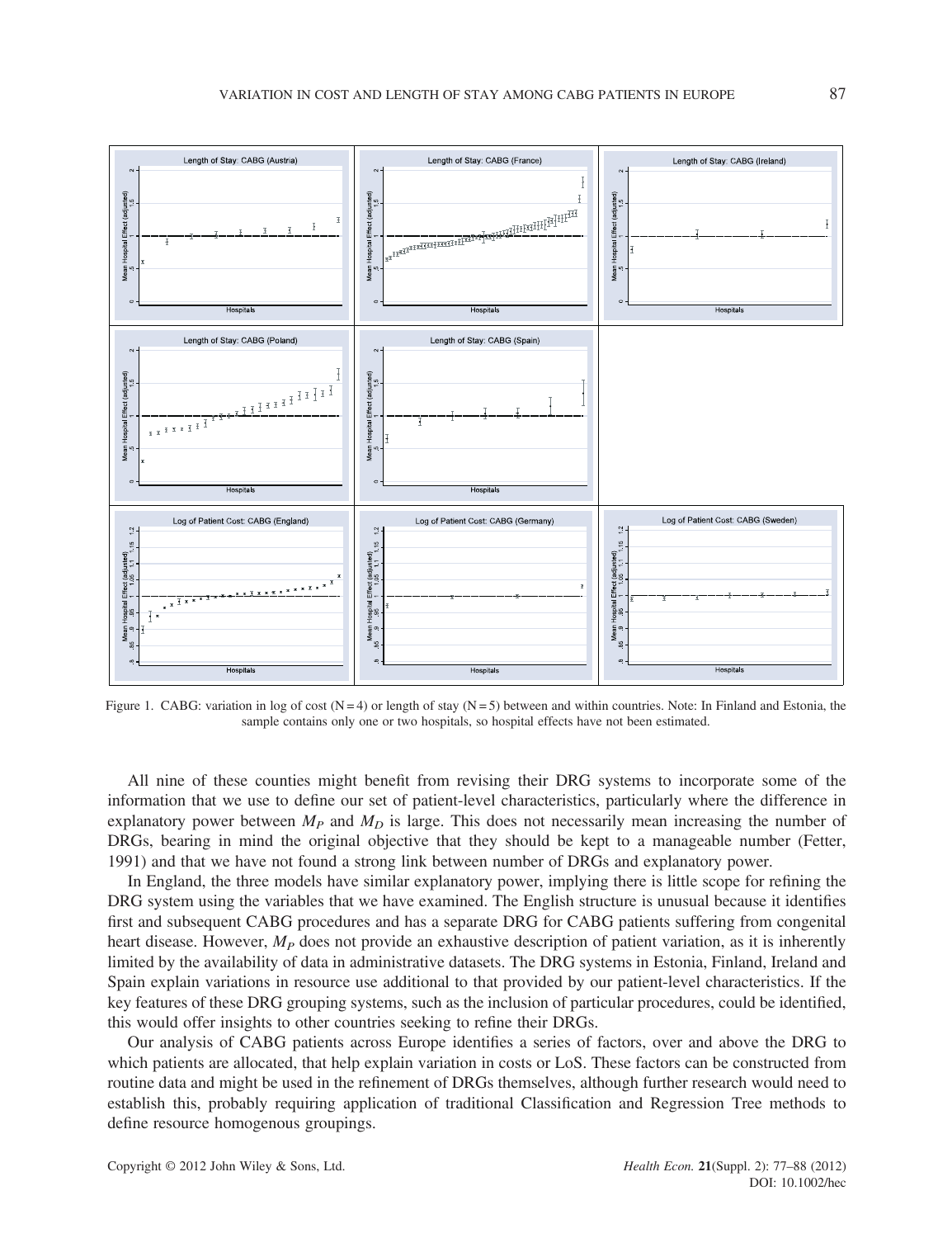Figure 1. CABG: variation in log of cost (N = 4) or length of stay (N = 5) between and within countries. Note: In Finland and Estonia, the sample contains only one or two hospitals, so hospital effects have not been estimated.

All nine of these counties might benefit from revising their DRG systems to incorporate some of the information that we use to define our set of patient-level characteristics, particularly where the difference in explanatory power between $M_P$ and $M_D$ is large. This does not necessarily mean increasing the number of DRGs, bearing in mind the original objective that they should be kept to a manageable number (Fetter, 1991) and that we have not found a strong link between number of DRGs and explanatory power.

In England, the three models have similar explanatory power, implying there is little scope for refining the DRG system using the variables that we have examined. The English structure is unusual because it identifies first and subsequent CABG procedures and has a separate DRG for CABG patients suffering from congenital heart disease. However, $M_P$ does not provide an exhaustive description of patient variation, as it is inherently limited by the availability of data in administrative datasets. The DRG systems in Estonia, Finland, Ireland and Spain explain variations in resource use additional to that provided by our patient-level characteristics. If the key features of these DRG grouping systems, such as the inclusion of particular procedures, could be identified, this would offer insights to other countries seeking to refine their DRGs.

Our analysis of CABG patients across Europe identifies a series of factors, over and above the DRG to which patients are allocated, that help explain variation in costs or LoS. These factors can be constructed from routine data and might be used in the refinement of DRGs themselves, although further research would need to establish this, probably requiring application of traditional Classification and Regression Tree methods to define resource homogenous groupings.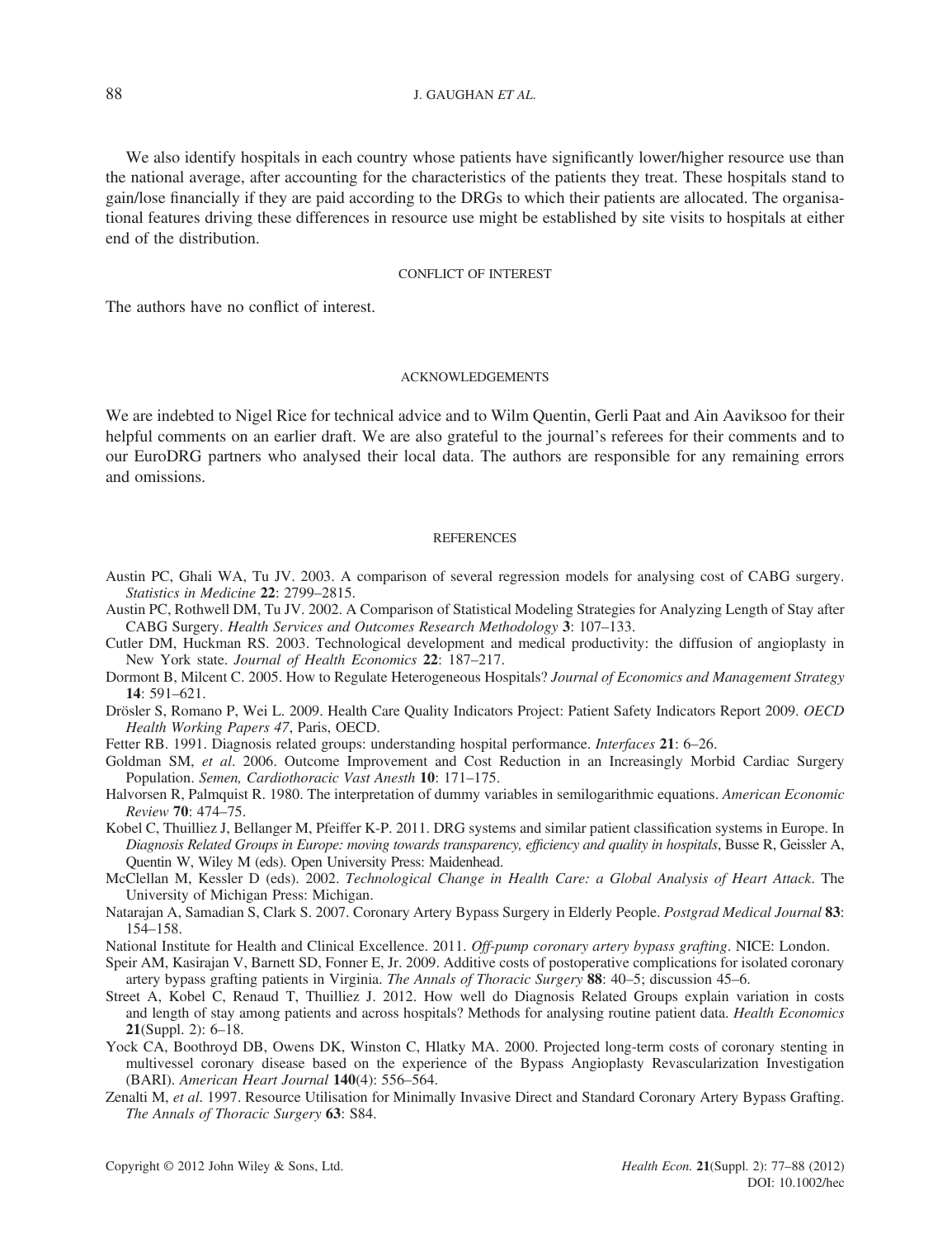We also identify hospitals in each country whose patients have significantly lower/higher resource use than the national average, after accounting for the characteristics of the patients they treat. These hospitals stand to gain/lose financially if they are paid according to the DRGs to which their patients are allocated. The organisational features driving these differences in resource use might be established by site visits to hospitals at either end of the distribution.

## CONFLICT OF INTEREST

The authors have no conflict of interest.

## ACKNOWLEDGEMENTS

We are indebted to Nigel Rice for technical advice and to Wilm Quentin, Gerli Paat and Ain Aaviksoo for their helpful comments on an earlier draft. We are also grateful to the journal's referees for their comments and to our EuroDRG partners who analysed their local data. The authors are responsible for any remaining errors and omissions.

## REFERENCES

Austin PC, Ghali WA, Tu JV. 2003. A comparison of several regression models for analysing cost of CABG surgery. *Statistics in Medicine* **22**: 2799–2815.

Austin PC, Rothwell DM, Tu JV. 2002. A Comparison of Statistical Modeling Strategies for Analyzing Length of Stay after CABG Surgery. *Health Services and Outcomes Research Methodology* **3**: 107–133.

Cutler DM, Huckman RS. 2003. Technological development and medical productivity: the diffusion of angioplasty in New York state. *Journal of Health Economics* **22**: 187–217.

Dormont B, Milcent C. 2005. How to Regulate Heterogeneous Hospitals? *Journal of Economics and Management Strategy* **14**: 591–621.

Drösler S, Romano P, Wei L. 2009. Health Care Quality Indicators Project: Patient Safety Indicators Report 2009. *OECD Health Working Papers 47*, Paris, OECD.

Fetter RB. 1991. Diagnosis related groups: understanding hospital performance. *Interfaces* **21**: 6–26.

Goldman SM, *et al*. 2006. Outcome Improvement and Cost Reduction in an Increasingly Morbid Cardiac Surgery Population. *Semen, Cardiothoracic Vast Anesth* **10**: 171–175.

Halvorsen R, Palmquist R. 1980. The interpretation of dummy variables in semilogarithmic equations. *American Economic Review* **70**: 474–75.

Kobel C, Thuilliez J, Bellanger M, Pfeiffer K-P. 2011. DRG systems and similar patient classification systems in Europe. In *Diagnosis Related Groups in Europe: moving towards transparency, efficiency and quality in hospitals*, Busse R, Geissler A, Quentin W, Wiley M (eds). Open University Press: Maidenhead.

McClellan M, Kessler D (eds). 2002. *Technological Change in Health Care: a Global Analysis of Heart Attack*. The University of Michigan Press: Michigan.

Natarajan A, Samadian S, Clark S. 2007. Coronary Artery Bypass Surgery in Elderly People. *Postgrad Medical Journal* **83**: 154–158.

National Institute for Health and Clinical Excellence. 2011. *Off-pump coronary artery bypass grafting*. NICE: London.

Speir AM, Kasirajan V, Barnett SD, Fonner E, Jr. 2009. Additive costs of postoperative complications for isolated coronary artery bypass grafting patients in Virginia. *The Annals of Thoracic Surgery* **88**: 40–5; discussion 45–6.

Street A, Kobel C, Renaud T, Thuilliez J. 2012. How well do Diagnosis Related Groups explain variation in costs and length of stay among patients and across hospitals? Methods for analysing routine patient data. *Health Economics* **21**(Suppl. 2): 6–18.

Yock CA, Boothroyd DB, Owens DK, Winston C, Hlatky MA. 2000. Projected long-term costs of coronary stenting in multivessel coronary disease based on the experience of the Bypass Angioplasty Revascularization Investigation (BARI). *American Heart Journal* **140**(4): 556–564.

Zenalti M, *et al*. 1997. Resource Utilisation for Minimally Invasive Direct and Standard Coronary Artery Bypass Grafting. *The Annals of Thoracic Surgery* **63**: S84.